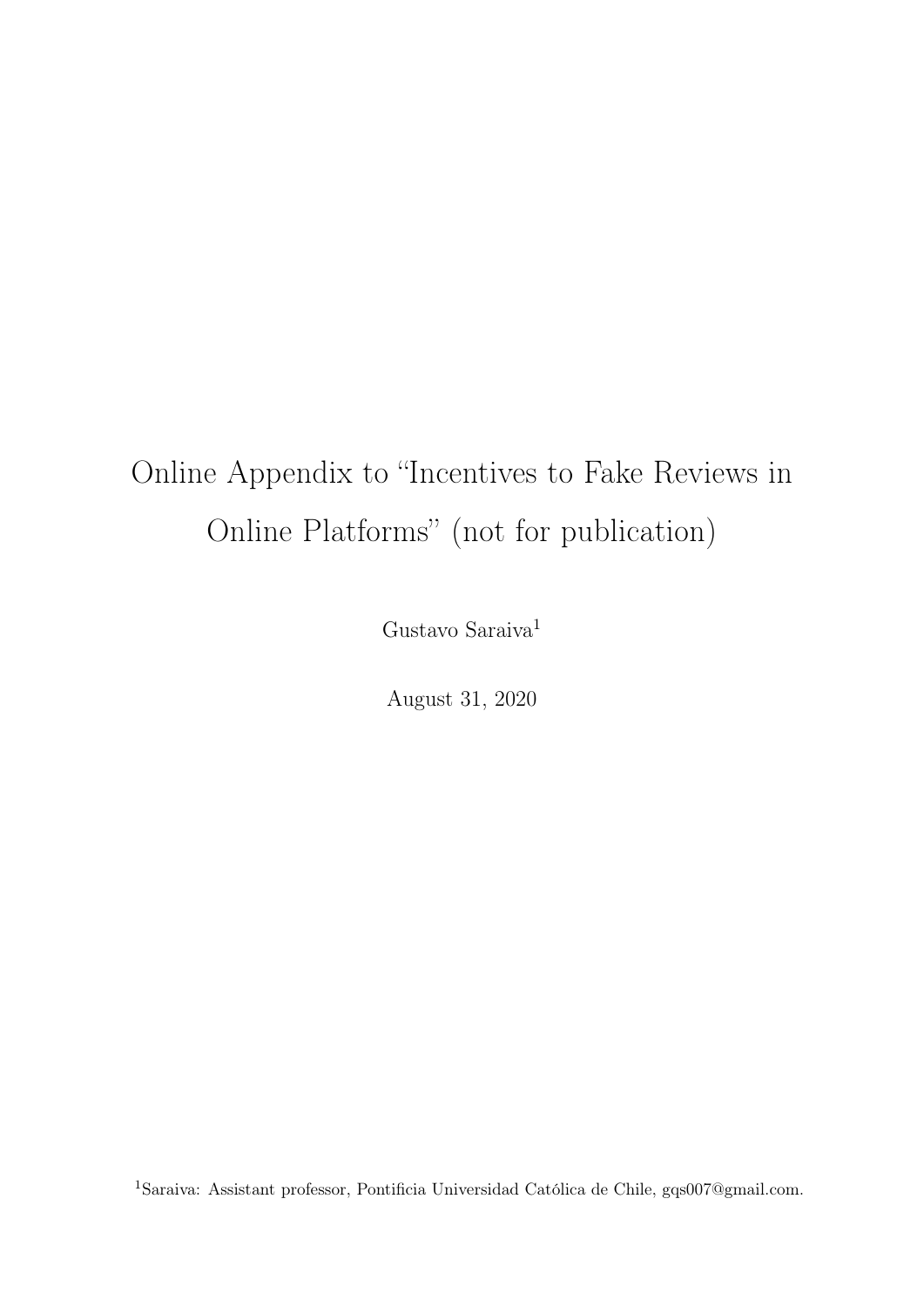# Online Appendix to "Incentives to Fake Reviews in Online Platforms" (not for publication)

Gustavo Saraiva[1]

August 31, 2020

[1]Saraiva: Assistant professor, Pontificia Universidad Católica de Chile, gqs007@gmail.com.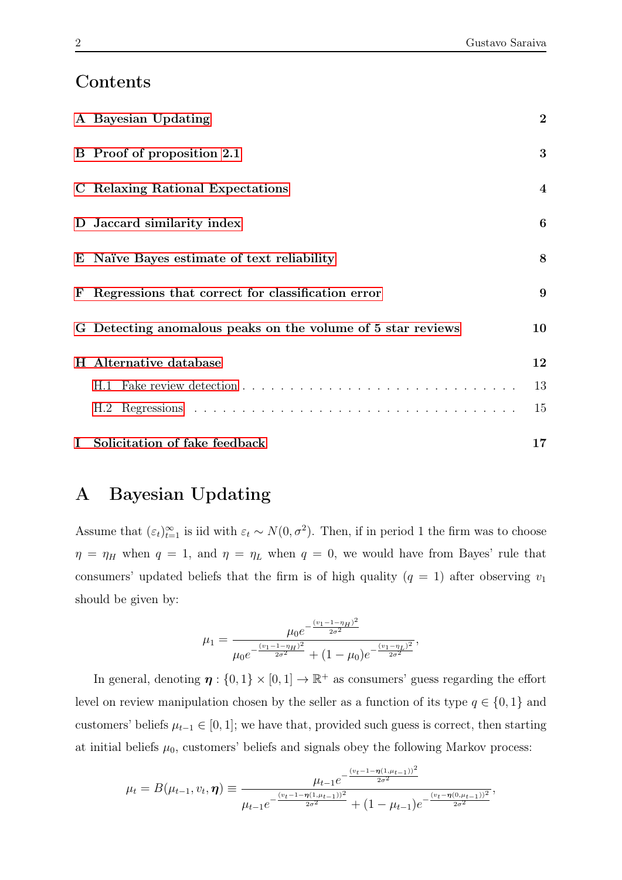# Contents

A Bayesian Updating — 2

B Proof of proposition 2.1 — 3

C Relaxing Rational Expectations — 4

D Jaccard similarity index — 6

E Naïve Bayes estimate of text reliability — 8

F Regressions that correct for classification error — 9

G Detecting anomalous peaks on the volume of 5 star reviews — 10

H Alternative database — 12

- H.1 Fake review detection — 13
- H.2 Regressions — 15

I Solicitation of fake feedback — 17

# A Bayesian Updating

Assume that $(\varepsilon_t)_{t=1}^{\infty}$ is iid with $\varepsilon_t \sim N(0, \sigma^2)$. Then, if in period 1 the firm was to choose $\eta = \eta_H$ when $q = 1$, and $\eta = \eta_L$ when $q = 0$, we would have from Bayes' rule that consumers' updated beliefs that the firm is of high quality ($q = 1$) after observing $v_1$ should be given by:

$$\mu_1 = \frac{\mu_0 e^{-\frac{(v_1 - 1 - \eta_H)^2}{2\sigma^2}}}{\mu_0 e^{-\frac{(v_1 - 1 - \eta_H)^2}{2\sigma^2}} + (1 - \mu_0) e^{-\frac{(v_1 - \eta_L)^2}{2\sigma^2}}},$$

In general, denoting $\boldsymbol{\eta} : \{0, 1\} \times [0, 1] \to \mathbb{R}^+$ as consumers' guess regarding the effort level on review manipulation chosen by the seller as a function of its type $q \in \{0, 1\}$ and customers' beliefs $\mu_{t-1} \in [0, 1]$; we have that, provided such guess is correct, then starting at initial beliefs $\mu_0$, customers' beliefs and signals obey the following Markov process:

$$\mu_t = B(\mu_{t-1}, v_t, \boldsymbol{\eta}) \equiv \frac{\mu_{t-1} e^{-\frac{(v_t - 1 - \boldsymbol{\eta}(1, \mu_{t-1}))^2}{2\sigma^2}}}{\mu_{t-1} e^{-\frac{(v_t - 1 - \boldsymbol{\eta}(1, \mu_{t-1}))^2}{2\sigma^2}} + (1 - \mu_{t-1}) e^{-\frac{(v_t - \boldsymbol{\eta}(0, \mu_{t-1}))^2}{2\sigma^2}}},$$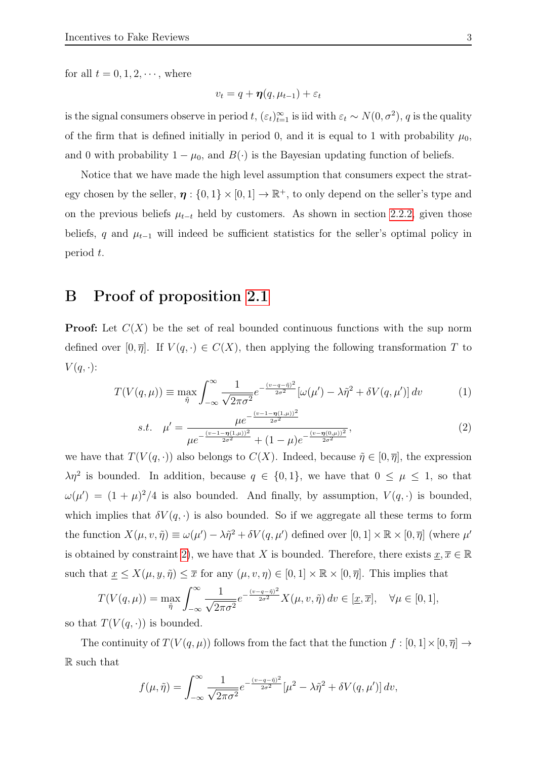for all $t = 0, 1, 2, \cdots$, where

$$v_t = q + \boldsymbol{\eta}(q, \mu_{t-1}) + \varepsilon_t$$

is the signal consumers observe in period $t$, $(\varepsilon_t)_{t=1}^{\infty}$ is iid with $\varepsilon_t \sim N(0, \sigma^2)$, $q$ is the quality of the firm that is defined initially in period 0, and it is equal to 1 with probability $\mu_0$, and 0 with probability $1 - \mu_0$, and $B(\cdot)$ is the Bayesian updating function of beliefs.

Notice that we have made the high level assumption that consumers expect the strategy chosen by the seller, $\boldsymbol{\eta} : \{0, 1\} \times [0, 1] \to \mathbb{R}^+$, to only depend on the seller's type and on the previous beliefs $\mu_{t-t}$ held by customers. As shown in section 2.2.2, given those beliefs, $q$ and $\mu_{t-1}$ will indeed be sufficient statistics for the seller's optimal policy in period $t$.

# B Proof of proposition 2.1

**Proof:** Let $C(X)$ be the set of real bounded continuous functions with the sup norm defined over $[0, \overline{\eta}]$. If $V(q, \cdot) \in C(X)$, then applying the following transformation $T$ to $V(q, \cdot)$:

$$T(V(q, \mu)) \equiv \max_{\tilde{\eta}} \int_{-\infty}^{\infty} \frac{1}{\sqrt{2\pi\sigma^2}} e^{-\frac{(v-q-\tilde{\eta})^2}{2\sigma^2}} [\omega(\mu') - \lambda\tilde{\eta}^2 + \delta V(q, \mu')] \, dv \tag{1}$$

$$s.t. \quad \mu' = \frac{\mu e^{-\frac{(v-1-\boldsymbol{\eta}(1,\mu))^2}{2\sigma^2}}}{\mu e^{-\frac{(v-1-\boldsymbol{\eta}(1,\mu))^2}{2\sigma^2}} + (1-\mu) e^{-\frac{(v-\boldsymbol{\eta}(0,\mu))^2}{2\sigma^2}}}, \tag{2}$$

we have that $T(V(q, \cdot))$ also belongs to $C(X)$. Indeed, because $\tilde{\eta} \in [0, \overline{\eta}]$, the expression $\lambda\eta^2$ is bounded. In addition, because $q \in \{0, 1\}$, we have that $0 \leq \mu \leq 1$, so that $\omega(\mu') = (1 + \mu)^2/4$ is also bounded. And finally, by assumption, $V(q, \cdot)$ is bounded, which implies that $\delta V(q, \cdot)$ is also bounded. So if we aggregate all these terms to form the function $X(\mu, v, \tilde{\eta}) \equiv \omega(\mu') - \lambda\tilde{\eta}^2 + \delta V(q, \mu')$ defined over $[0, 1] \times \mathbb{R} \times [0, \overline{\eta}]$ (where $\mu'$ is obtained by constraint 2), we have that $X$ is bounded. Therefore, there exists $\underline{x}, \overline{x} \in \mathbb{R}$ such that $\underline{x} \leq X(\mu, y, \tilde{\eta}) \leq \overline{x}$ for any $(\mu, v, \eta) \in [0, 1] \times \mathbb{R} \times [0, \overline{\eta}]$. This implies that

$$T(V(q, \mu)) = \max_{\tilde{\eta}} \int_{-\infty}^{\infty} \frac{1}{\sqrt{2\pi\sigma^2}} e^{-\frac{(v-q-\tilde{\eta})^2}{2\sigma^2}} X(\mu, v, \tilde{\eta}) \, dv \in [\underline{x}, \overline{x}], \quad \forall \mu \in [0, 1],$$

so that $T(V(q, \cdot))$ is bounded.

The continuity of $T(V(q, \mu))$ follows from the fact that the function $f : [0, 1] \times [0, \overline{\eta}] \to \mathbb{R}$ such that

$$f(\mu, \tilde{\eta}) = \int_{-\infty}^{\infty} \frac{1}{\sqrt{2\pi\sigma^2}} e^{-\frac{(v-q-\tilde{\eta})^2}{2\sigma^2}} [\mu^2 - \lambda\tilde{\eta}^2 + \delta V(q, \mu')] \, dv,$$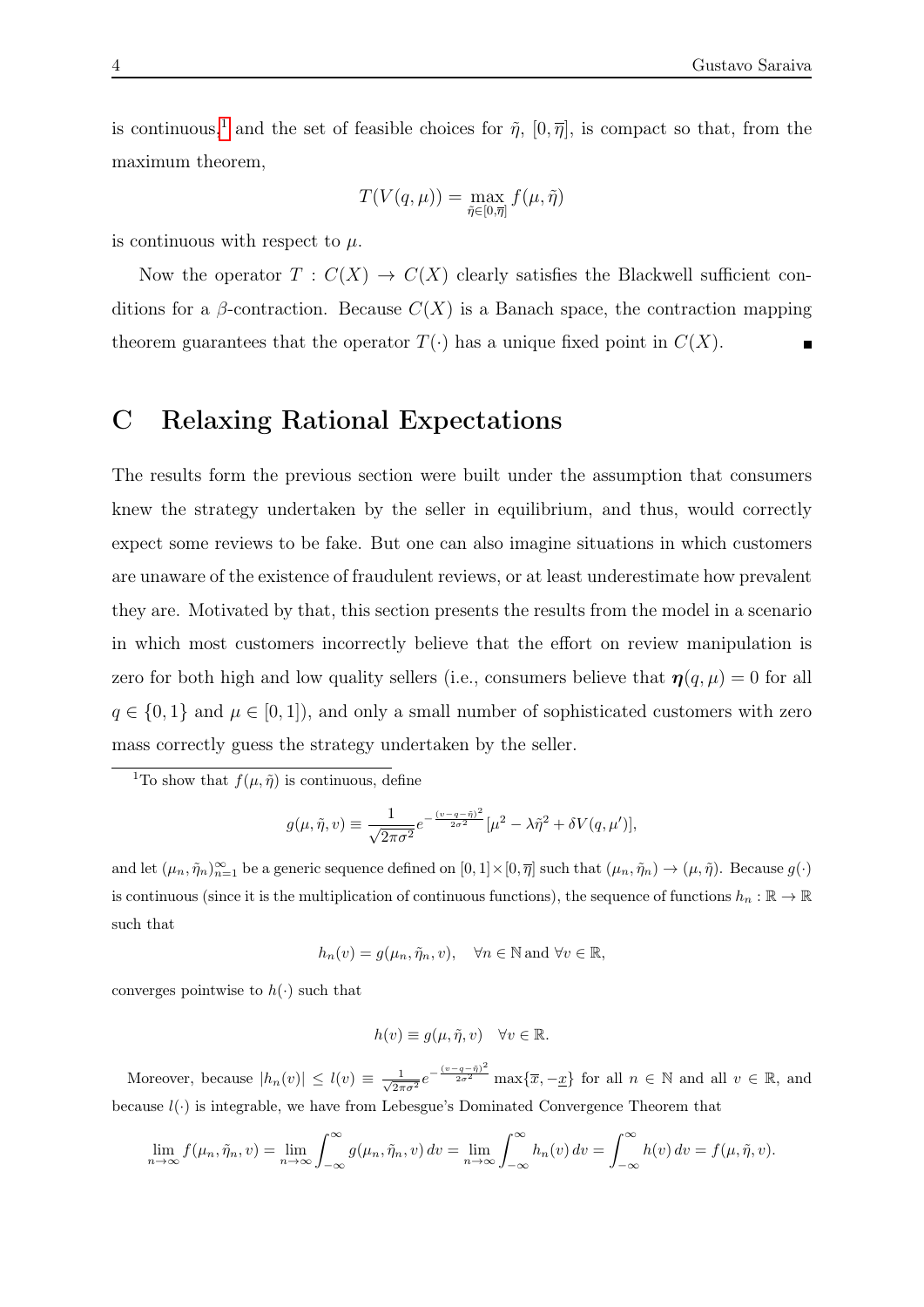is continuous,[1] and the set of feasible choices for $\tilde{\eta}$, $[0, \overline{\eta}]$, is compact so that, from the maximum theorem,

$$T(V(q, \mu)) = \max_{\tilde{\eta} \in [0, \overline{\eta}]} f(\mu, \tilde{\eta})$$

is continuous with respect to $\mu$.

Now the operator $T : C(X) \to C(X)$ clearly satisfies the Blackwell sufficient conditions for a $\beta$-contraction. Because $C(X)$ is a Banach space, the contraction mapping theorem guarantees that the operator $T(\cdot)$ has a unique fixed point in $C(X)$. ∎

# C Relaxing Rational Expectations

The results form the previous section were built under the assumption that consumers knew the strategy undertaken by the seller in equilibrium, and thus, would correctly expect some reviews to be fake. But one can also imagine situations in which customers are unaware of the existence of fraudulent reviews, or at least underestimate how prevalent they are. Motivated by that, this section presents the results from the model in a scenario in which most customers incorrectly believe that the effort on review manipulation is zero for both high and low quality sellers (i.e., consumers believe that $\boldsymbol{\eta}(q, \mu) = 0$ for all $q \in \{0, 1\}$ and $\mu \in [0, 1]$), and only a small number of sophisticated customers with zero mass correctly guess the strategy undertaken by the seller.

---

[1] To show that $f(\mu, \tilde{\eta})$ is continuous, define

$$g(\mu, \tilde{\eta}, v) \equiv \frac{1}{\sqrt{2\pi\sigma^2}} e^{-\frac{(v-q-\tilde{\eta})^2}{2\sigma^2}} [\mu^2 - \lambda\tilde{\eta}^2 + \delta V(q, \mu')],$$

and let $(\mu_n, \tilde{\eta}_n)_{n=1}^{\infty}$ be a generic sequence defined on $[0, 1] \times [0, \overline{\eta}]$ such that $(\mu_n, \tilde{\eta}_n) \to (\mu, \tilde{\eta})$. Because $g(\cdot)$ is continuous (since it is the multiplication of continuous functions), the sequence of functions $h_n : \mathbb{R} \to \mathbb{R}$ such that

$$h_n(v) = g(\mu_n, \tilde{\eta}_n, v), \quad \forall n \in \mathbb{N} \text{ and } \forall v \in \mathbb{R},$$

converges pointwise to $h(\cdot)$ such that

$$h(v) \equiv g(\mu, \tilde{\eta}, v) \quad \forall v \in \mathbb{R}.$$

Moreover, because $|h_n(v)| \leq l(v) \equiv \frac{1}{\sqrt{2\pi\sigma^2}} e^{-\frac{(v-q-\tilde{\eta})^2}{2\sigma^2}} \max\{\overline{x}, -\underline{x}\}$ for all $n \in \mathbb{N}$ and all $v \in \mathbb{R}$, and because $l(\cdot)$ is integrable, we have from Lebesgue's Dominated Convergence Theorem that

$$\lim_{n\to\infty} f(\mu_n, \tilde{\eta}_n, v) = \lim_{n\to\infty} \int_{-\infty}^{\infty} g(\mu_n, \tilde{\eta}_n, v)\, dv = \lim_{n\to\infty} \int_{-\infty}^{\infty} h_n(v)\, dv = \int_{-\infty}^{\infty} h(v)\, dv = f(\mu, \tilde{\eta}, v).$$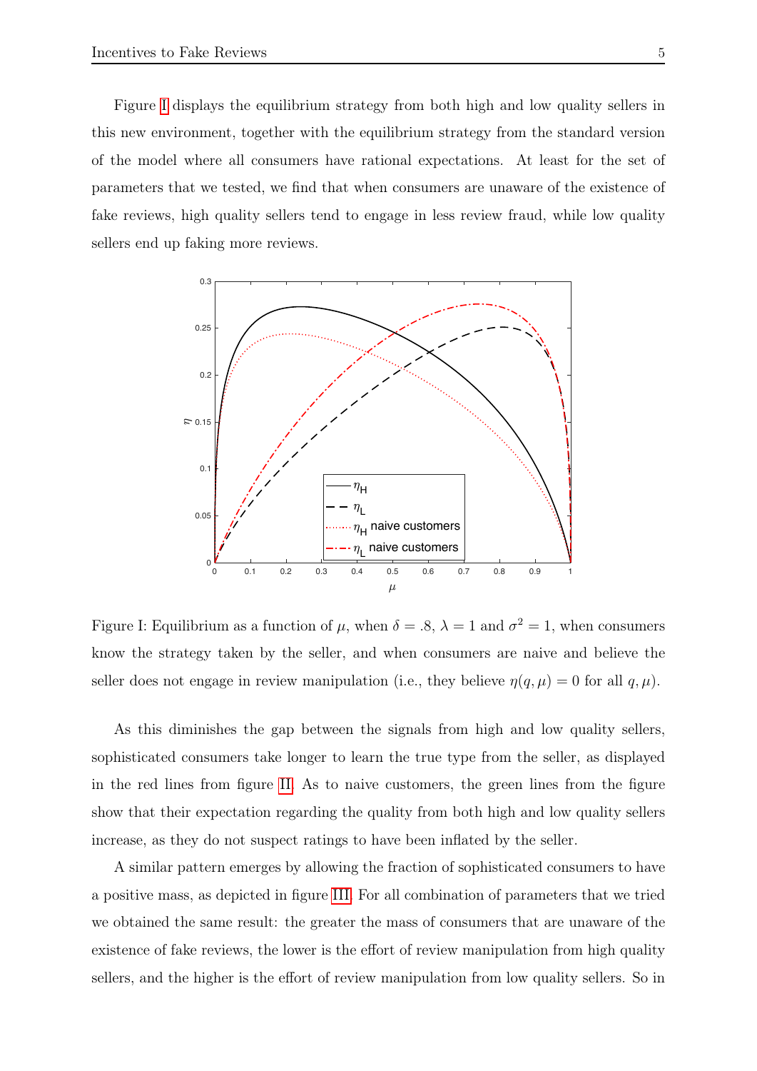Figure I displays the equilibrium strategy from both high and low quality sellers in this new environment, together with the equilibrium strategy from the standard version of the model where all consumers have rational expectations. At least for the set of parameters that we tested, we find that when consumers are unaware of the existence of fake reviews, high quality sellers tend to engage in less review fraud, while low quality sellers end up faking more reviews.

Figure I: Equilibrium as a function of $\mu$, when $\delta = .8$, $\lambda = 1$ and $\sigma^2 = 1$, when consumers know the strategy taken by the seller, and when consumers are naive and believe the seller does not engage in review manipulation (i.e., they believe $\eta(q, \mu) = 0$ for all $q, \mu$).

As this diminishes the gap between the signals from high and low quality sellers, sophisticated consumers take longer to learn the true type from the seller, as displayed in the red lines from figure II. As to naive customers, the green lines from the figure show that their expectation regarding the quality from both high and low quality sellers increase, as they do not suspect ratings to have been inflated by the seller.

A similar pattern emerges by allowing the fraction of sophisticated consumers to have a positive mass, as depicted in figure III. For all combination of parameters that we tried we obtained the same result: the greater the mass of consumers that are unaware of the existence of fake reviews, the lower is the effort of review manipulation from high quality sellers, and the higher is the effort of review manipulation from low quality sellers. So in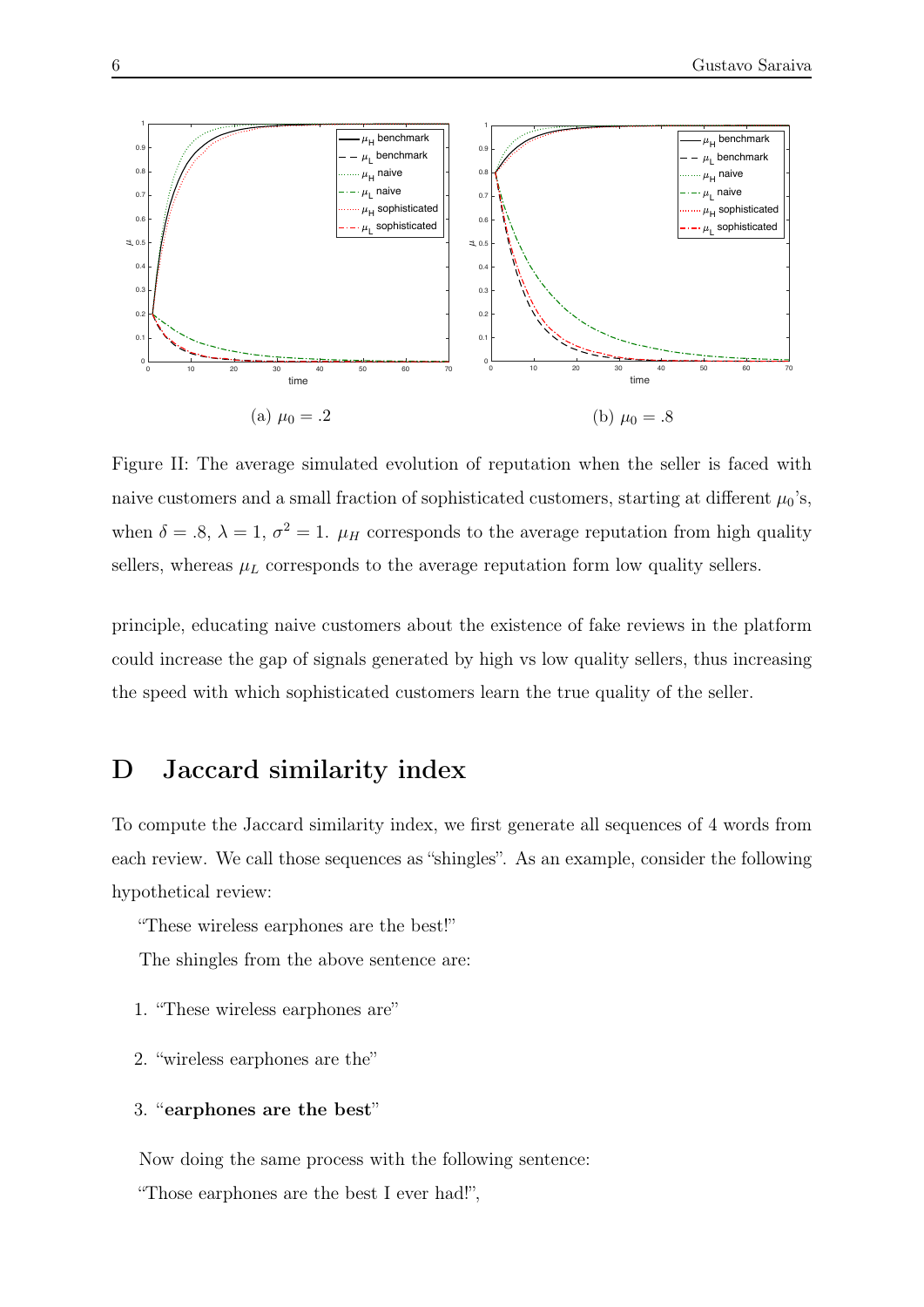Figure II: The average simulated evolution of reputation when the seller is faced with naive customers and a small fraction of sophisticated customers, starting at different $\mu_0$'s, when $\delta = .8$, $\lambda = 1$, $\sigma^2 = 1$. $\mu_H$ corresponds to the average reputation from high quality sellers, whereas $\mu_L$ corresponds to the average reputation form low quality sellers.

(a) $\mu_0 = .2$

(b) $\mu_0 = .8$

principle, educating naive customers about the existence of fake reviews in the platform could increase the gap of signals generated by high vs low quality sellers, thus increasing the speed with which sophisticated customers learn the true quality of the seller.

# D Jaccard similarity index

To compute the Jaccard similarity index, we first generate all sequences of 4 words from each review. We call those sequences as "shingles". As an example, consider the following hypothetical review:

"These wireless earphones are the best!"

The shingles from the above sentence are:

1. "These wireless earphones are"
2. "wireless earphones are the"
3. "**earphones are the best**"

Now doing the same process with the following sentence:

"Those earphones are the best I ever had!",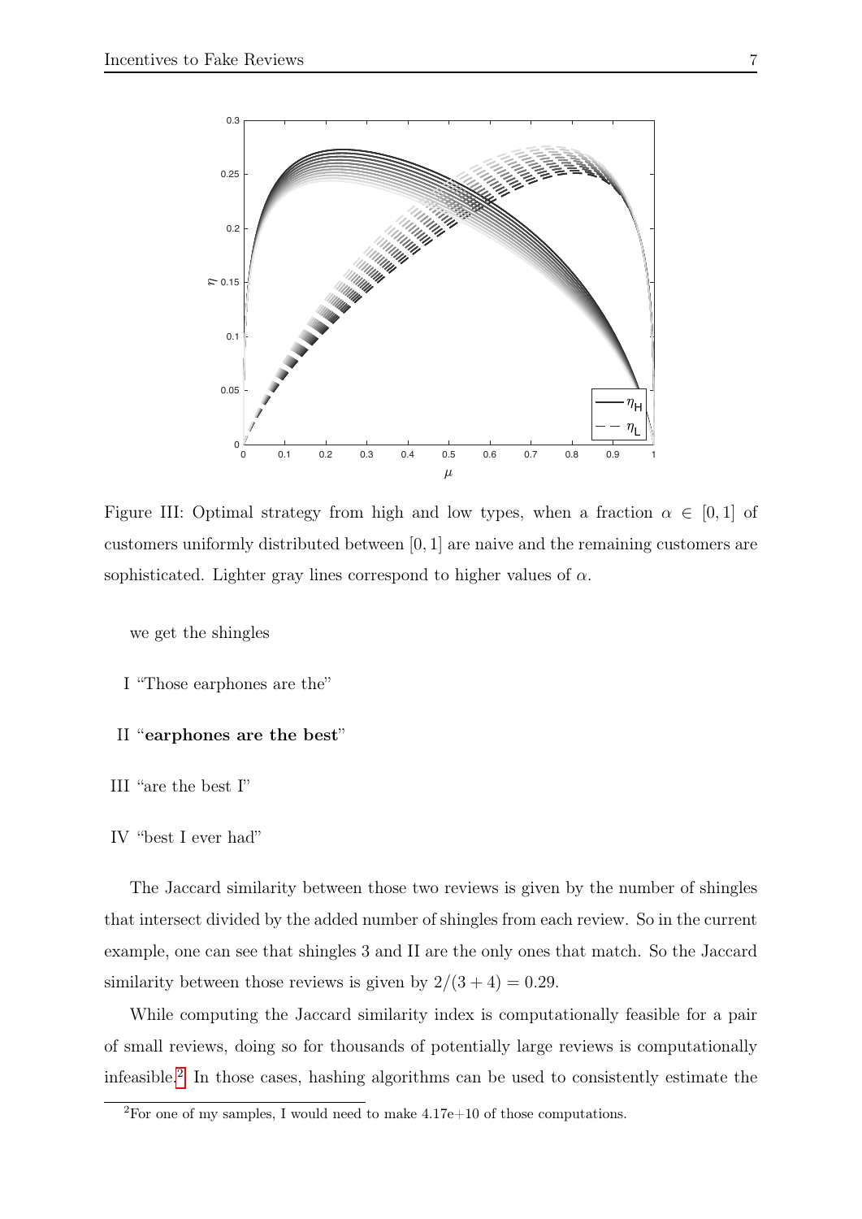Figure III: Optimal strategy from high and low types, when a fraction $\alpha \in [0, 1]$ of customers uniformly distributed between $[0, 1]$ are naive and the remaining customers are sophisticated. Lighter gray lines correspond to higher values of $\alpha$.

we get the shingles

I "Those earphones are the"

II "**earphones are the best**"

III "are the best I"

IV "best I ever had"

The Jaccard similarity between those two reviews is given by the number of shingles that intersect divided by the added number of shingles from each review. So in the current example, one can see that shingles 3 and II are the only ones that match. So the Jaccard similarity between those reviews is given by $2/(3 + 4) = 0.29$.

While computing the Jaccard similarity index is computationally feasible for a pair of small reviews, doing so for thousands of potentially large reviews is computationally infeasible.[2] In those cases, hashing algorithms can be used to consistently estimate the

[2] For one of my samples, I would need to make 4.17e+10 of those computations.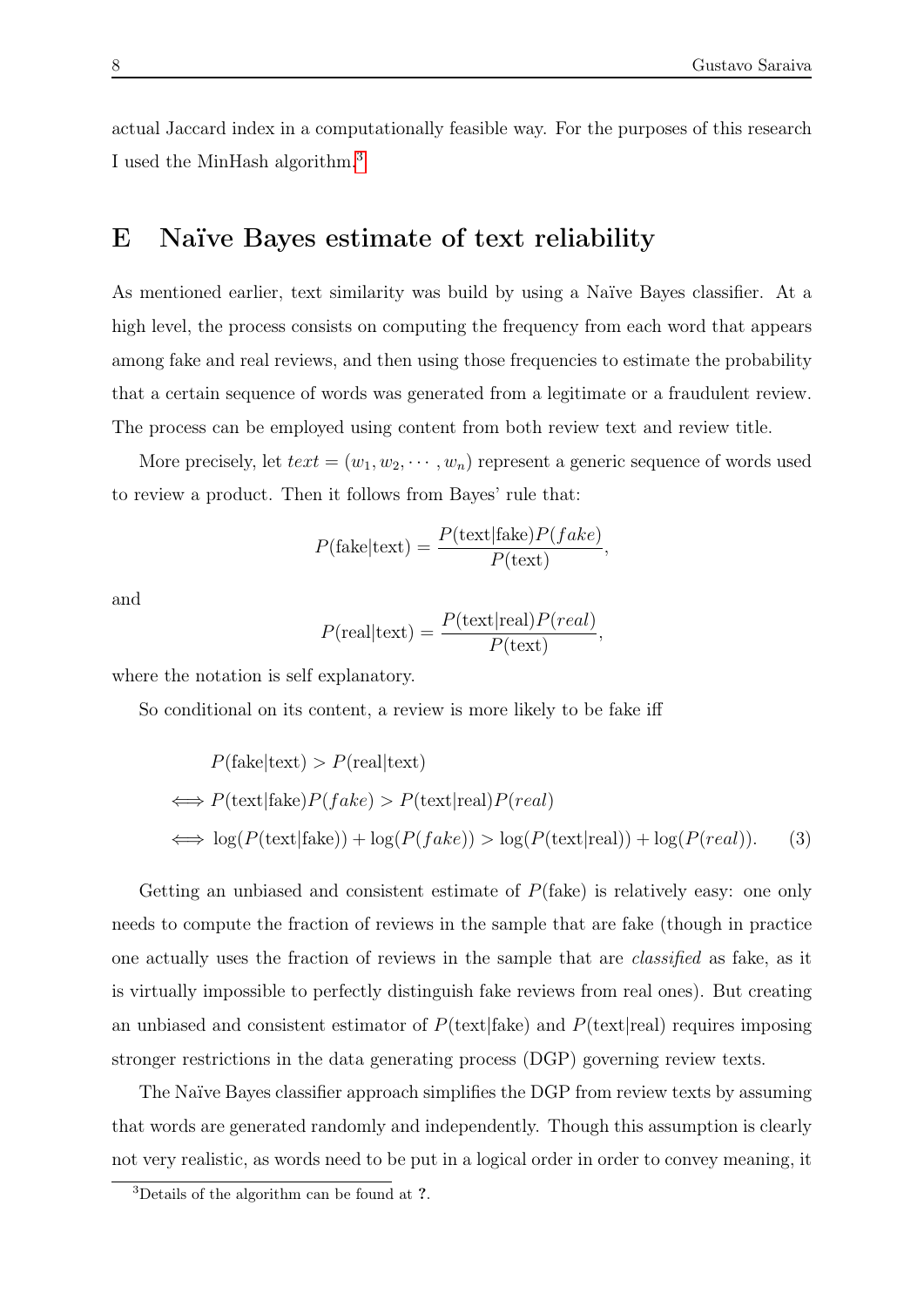actual Jaccard index in a computationally feasible way. For the purposes of this research I used the MinHash algorithm.[3]

## E Naïve Bayes estimate of text reliability

As mentioned earlier, text similarity was build by using a Naïve Bayes classifier. At a high level, the process consists on computing the frequency from each word that appears among fake and real reviews, and then using those frequencies to estimate the probability that a certain sequence of words was generated from a legitimate or a fraudulent review. The process can be employed using content from both review text and review title.

More precisely, let $text = (w_1, w_2, \cdots, w_n)$ represent a generic sequence of words used to review a product. Then it follows from Bayes' rule that:

$$P(\text{fake}|\text{text}) = \frac{P(\text{text}|\text{fake})P(fake)}{P(\text{text})},$$

and

$$P(\text{real}|\text{text}) = \frac{P(\text{text}|\text{real})P(real)}{P(\text{text})},$$

where the notation is self explanatory.

So conditional on its content, a review is more likely to be fake iff

$$
\begin{aligned}
& P(\text{fake}|\text{text}) > P(\text{real}|\text{text}) \\
\iff & P(\text{text}|\text{fake})P(fake) > P(\text{text}|\text{real})P(real) \\
\iff & \log(P(\text{text}|\text{fake})) + \log(P(fake)) > \log(P(\text{text}|\text{real})) + \log(P(real)). \qquad (3)
\end{aligned}
$$

Getting an unbiased and consistent estimate of $P(\text{fake})$ is relatively easy: one only needs to compute the fraction of reviews in the sample that are fake (though in practice one actually uses the fraction of reviews in the sample that are *classified* as fake, as it is virtually impossible to perfectly distinguish fake reviews from real ones). But creating an unbiased and consistent estimator of $P(\text{text}|\text{fake})$ and $P(\text{text}|\text{real})$ requires imposing stronger restrictions in the data generating process (DGP) governing review texts.

The Naïve Bayes classifier approach simplifies the DGP from review texts by assuming that words are generated randomly and independently. Though this assumption is clearly not very realistic, as words need to be put in a logical order in order to convey meaning, it

[3] Details of the algorithm can be found at **?**.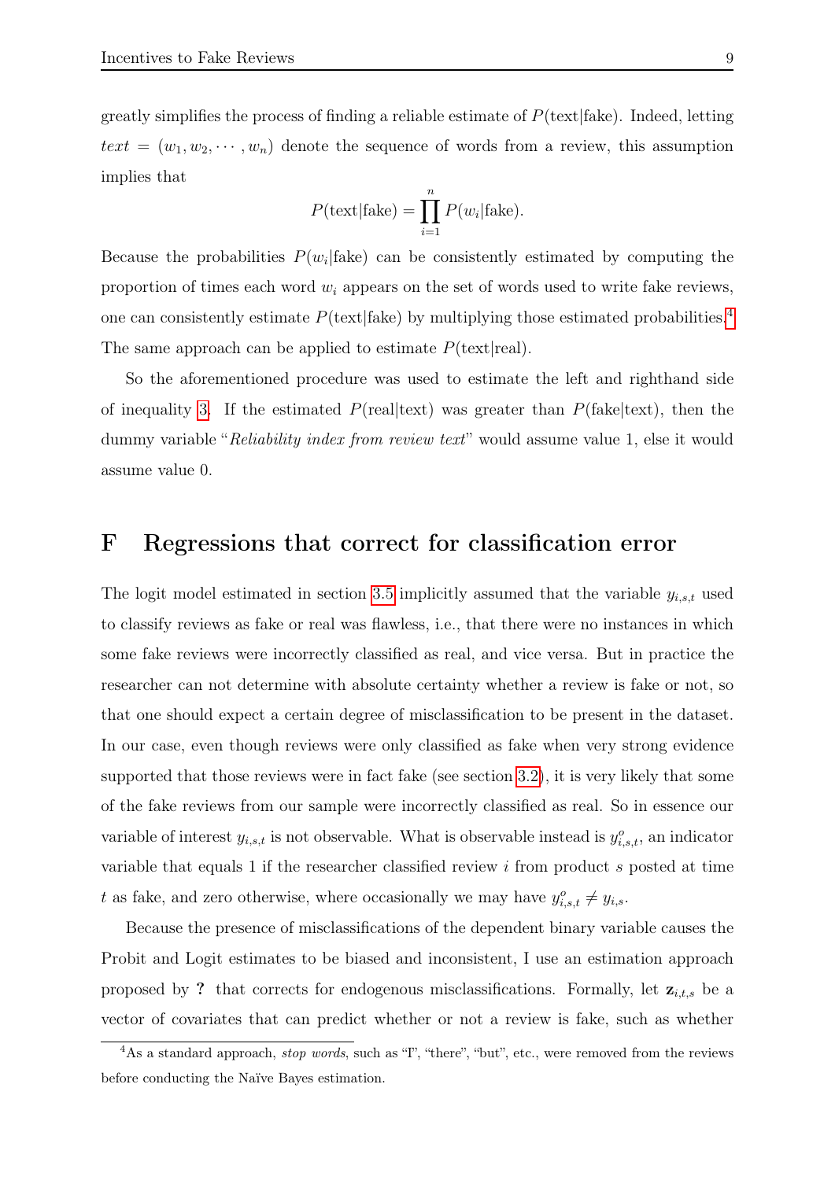greatly simplifies the process of finding a reliable estimate of $P(\text{text}|\text{fake})$. Indeed, letting $text = (w_1, w_2, \cdots, w_n)$ denote the sequence of words from a review, this assumption implies that

$$P(\text{text}|\text{fake}) = \prod_{i=1}^{n} P(w_i|\text{fake}).$$

Because the probabilities $P(w_i|\text{fake})$ can be consistently estimated by computing the proportion of times each word $w_i$ appears on the set of words used to write fake reviews, one can consistently estimate $P(\text{text}|\text{fake})$ by multiplying those estimated probabilities.[4] The same approach can be applied to estimate $P(\text{text}|\text{real})$.

So the aforementioned procedure was used to estimate the left and righthand side of inequality 3. If the estimated $P(\text{real}|\text{text})$ was greater than $P(\text{fake}|\text{text})$, then the dummy variable "*Reliability index from review text*" would assume value 1, else it would assume value 0.

# F Regressions that correct for classification error

The logit model estimated in section 3.5 implicitly assumed that the variable $y_{i,s,t}$ used to classify reviews as fake or real was flawless, i.e., that there were no instances in which some fake reviews were incorrectly classified as real, and vice versa. But in practice the researcher can not determine with absolute certainty whether a review is fake or not, so that one should expect a certain degree of misclassification to be present in the dataset. In our case, even though reviews were only classified as fake when very strong evidence supported that those reviews were in fact fake (see section 3.2), it is very likely that some of the fake reviews from our sample were incorrectly classified as real. So in essence our variable of interest $y_{i,s,t}$ is not observable. What is observable instead is $y^o_{i,s,t}$, an indicator variable that equals 1 if the researcher classified review $i$ from product $s$ posted at time $t$ as fake, and zero otherwise, where occasionally we may have $y^o_{i,s,t} \neq y_{i,s}$.

Because the presence of misclassifications of the dependent binary variable causes the Probit and Logit estimates to be biased and inconsistent, I use an estimation approach proposed by **?** that corrects for endogenous misclassifications. Formally, let $\mathbf{z}_{i,t,s}$ be a vector of covariates that can predict whether or not a review is fake, such as whether

[4] As a standard approach, *stop words*, such as "I", "there", "but", etc., were removed from the reviews before conducting the Naïve Bayes estimation.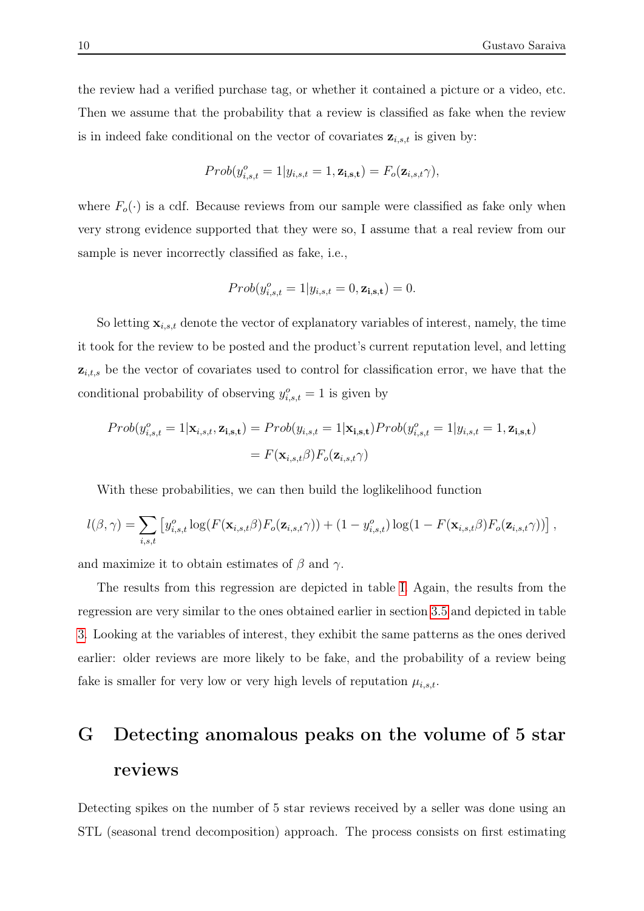the review had a verified purchase tag, or whether it contained a picture or a video, etc. Then we assume that the probability that a review is classified as fake when the review is in indeed fake conditional on the vector of covariates $\mathbf{z}_{i,s,t}$ is given by:

$$Prob(y^o_{i,s,t} = 1 | y_{i,s,t} = 1, \mathbf{z_{i,s,t}}) = F_o(\mathbf{z}_{i,s,t}\gamma),$$

where $F_o(\cdot)$ is a cdf. Because reviews from our sample were classified as fake only when very strong evidence supported that they were so, I assume that a real review from our sample is never incorrectly classified as fake, i.e.,

$$Prob(y^o_{i,s,t} = 1 | y_{i,s,t} = 0, \mathbf{z_{i,s,t}}) = 0.$$

So letting $\mathbf{x}_{i,s,t}$ denote the vector of explanatory variables of interest, namely, the time it took for the review to be posted and the product's current reputation level, and letting $\mathbf{z}_{i,t,s}$ be the vector of covariates used to control for classification error, we have that the conditional probability of observing $y^o_{i,s,t} = 1$ is given by

$$\begin{aligned} Prob(y^o_{i,s,t} = 1 | \mathbf{x}_{i,s,t}, \mathbf{z_{i,s,t}}) &= Prob(y_{i,s,t} = 1 | \mathbf{x_{i,s,t}}) Prob(y^o_{i,s,t} = 1 | y_{i,s,t} = 1, \mathbf{z_{i,s,t}}) \\ &= F(\mathbf{x}_{i,s,t}\beta) F_o(\mathbf{z}_{i,s,t}\gamma) \end{aligned}$$

With these probabilities, we can then build the loglikelihood function

$$l(\beta, \gamma) = \sum_{i,s,t} \left[ y^o_{i,s,t} \log(F(\mathbf{x}_{i,s,t}\beta) F_o(\mathbf{z}_{i,s,t}\gamma)) + (1 - y^o_{i,s,t}) \log(1 - F(\mathbf{x}_{i,s,t}\beta) F_o(\mathbf{z}_{i,s,t}\gamma)) \right],$$

and maximize it to obtain estimates of $\beta$ and $\gamma$.

The results from this regression are depicted in table I. Again, the results from the regression are very similar to the ones obtained earlier in section 3.5 and depicted in table 3. Looking at the variables of interest, they exhibit the same patterns as the ones derived earlier: older reviews are more likely to be fake, and the probability of a review being fake is smaller for very low or very high levels of reputation $\mu_{i,s,t}$.

# G Detecting anomalous peaks on the volume of 5 star reviews

Detecting spikes on the number of 5 star reviews received by a seller was done using an STL (seasonal trend decomposition) approach. The process consists on first estimating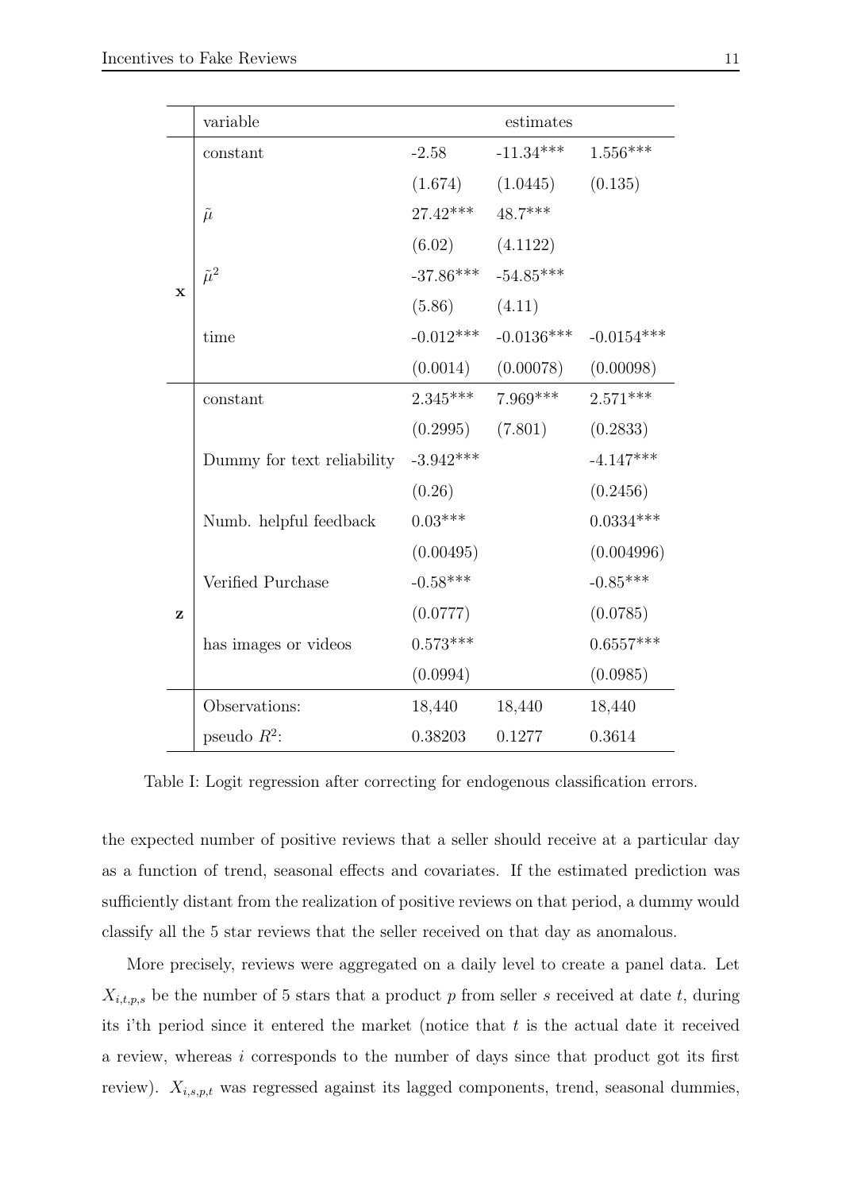| | variable | estimates | | |
|---|---|---|---|---|
| **x** | constant | -2.58 | -11.34*** | 1.556*** |
| | | (1.674) | (1.0445) | (0.135) |
| | $\tilde{\mu}$ | 27.42*** | 48.7*** | |
| | | (6.02) | (4.1122) | |
| | $\tilde{\mu}^2$ | -37.86*** | -54.85*** | |
| | | (5.86) | (4.11) | |
| | time | -0.012*** | -0.0136*** | -0.0154*** |
| | | (0.0014) | (0.00078) | (0.00098) |
| **z** | constant | 2.345*** | 7.969*** | 2.571*** |
| | | (0.2995) | (7.801) | (0.2833) |
| | Dummy for text reliability | -3.942*** | | -4.147*** |
| | | (0.26) | | (0.2456) |
| | Numb. helpful feedback | 0.03*** | | 0.0334*** |
| | | (0.00495) | | (0.004996) |
| | Verified Purchase | -0.58*** | | -0.85*** |
| | | (0.0777) | | (0.0785) |
| | has images or videos | 0.573*** | | 0.6557*** |
| | | (0.0994) | | (0.0985) |
| | Observations: | 18,440 | 18,440 | 18,440 |
| | pseudo $R^2$: | 0.38203 | 0.1277 | 0.3614 |

Table I: Logit regression after correcting for endogenous classification errors.

the expected number of positive reviews that a seller should receive at a particular day as a function of trend, seasonal effects and covariates. If the estimated prediction was sufficiently distant from the realization of positive reviews on that period, a dummy would classify all the 5 star reviews that the seller received on that day as anomalous.

More precisely, reviews were aggregated on a daily level to create a panel data. Let $X_{i,t,p,s}$ be the number of 5 stars that a product $p$ from seller $s$ received at date $t$, during its i'th period since it entered the market (notice that $t$ is the actual date it received a review, whereas $i$ corresponds to the number of days since that product got its first review). $X_{i,s,p,t}$ was regressed against its lagged components, trend, seasonal dummies,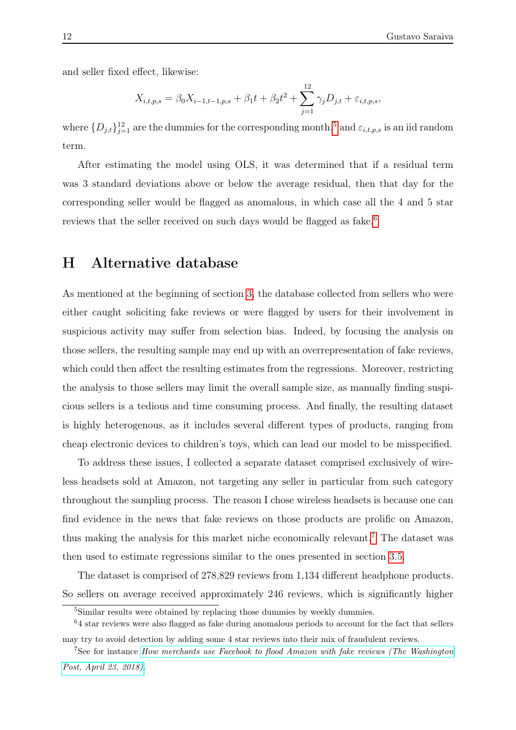and seller fixed effect, likewise:

$$X_{i,t,p,s} = \beta_0 X_{i-1,t-1,p,s} + \beta_1 t + \beta_2 t^2 + \sum_{j=1}^{12} \gamma_j D_{j,t} + \varepsilon_{i,t,p,s},$$

where $\{D_{j,t}\}_{j=1}^{12}$ are the dummies for the corresponding month,[5] and $\varepsilon_{i,t,p,s}$ is an iid random term.

After estimating the model using OLS, it was determined that if a residual term was 3 standard deviations above or below the average residual, then that day for the corresponding seller would be flagged as anomalous, in which case all the 4 and 5 star reviews that the seller received on such days would be flagged as fake.[6]

# H Alternative database

As mentioned at the beginning of section 3, the database collected from sellers who were either caught soliciting fake reviews or were flagged by users for their involvement in suspicious activity may suffer from selection bias. Indeed, by focusing the analysis on those sellers, the resulting sample may end up with an overrepresentation of fake reviews, which could then affect the resulting estimates from the regressions. Moreover, restricting the analysis to those sellers may limit the overall sample size, as manually finding suspicious sellers is a tedious and time consuming process. And finally, the resulting dataset is highly heterogenous, as it includes several different types of products, ranging from cheap electronic devices to children's toys, which can lead our model to be misspecified.

To address these issues, I collected a separate dataset comprised exclusively of wireless headsets sold at Amazon, not targeting any seller in particular from such category throughout the sampling process. The reason I chose wireless headsets is because one can find evidence in the news that fake reviews on those products are prolific on Amazon, thus making the analysis for this market niche economically relevant.[7] The dataset was then used to estimate regressions similar to the ones presented in section 3.5.

The dataset is comprised of 278,829 reviews from 1,134 different headphone products. So sellers on average received approximately 246 reviews, which is significantly higher

[5] Similar results were obtained by replacing those dummies by weekly dummies.

[6] 4 star reviews were also flagged as fake during anomalous periods to account for the fact that sellers may try to avoid detection by adding some 4 star reviews into their mix of fraudulent reviews.

[7] See for instance *How merchants use Facebook to flood Amazon with fake reviews (The Washington Post, April 23, 2018)*.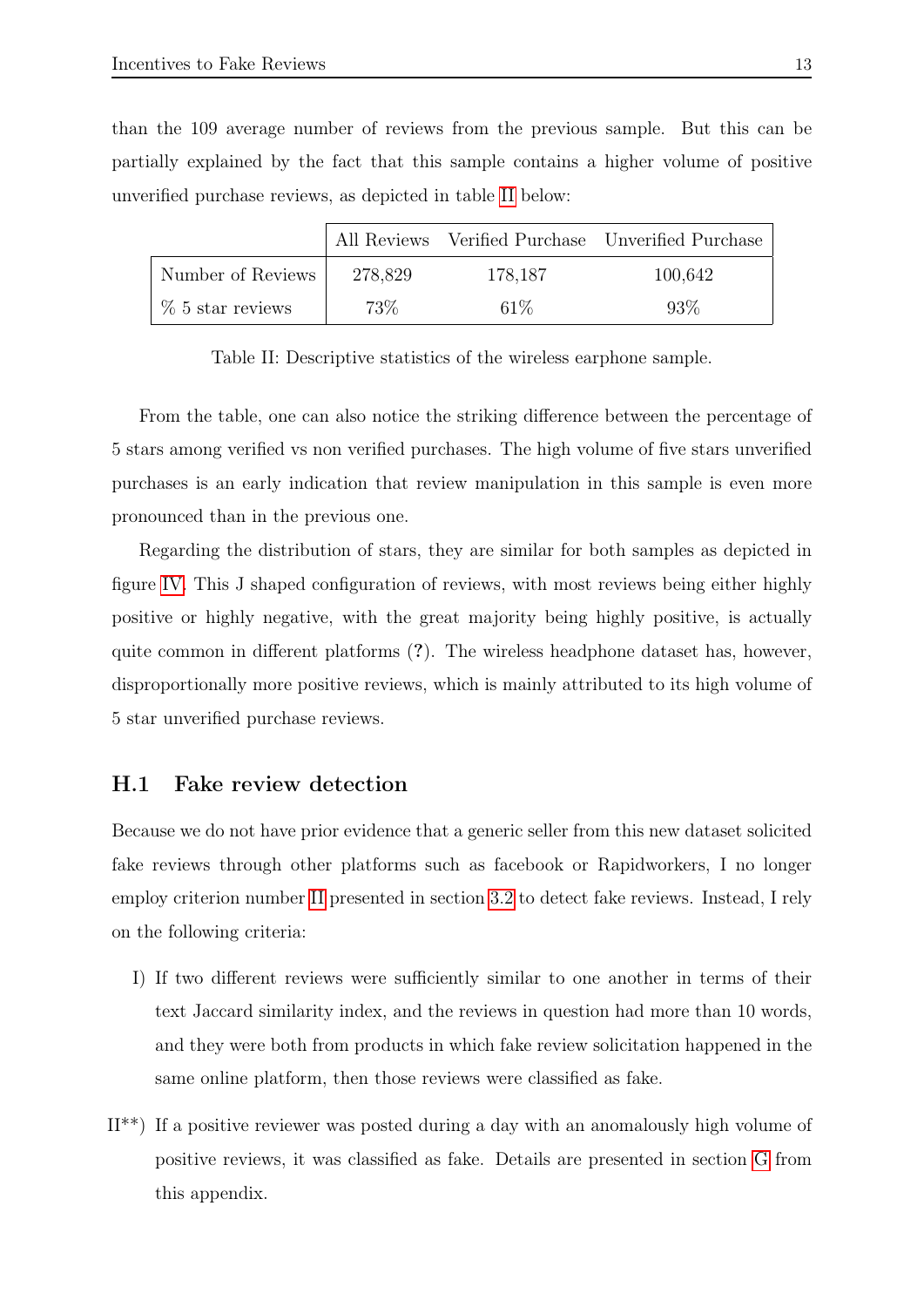than the 109 average number of reviews from the previous sample. But this can be partially explained by the fact that this sample contains a higher volume of positive unverified purchase reviews, as depicted in table II below:

| | All Reviews | Verified Purchase | Unverified Purchase |
|---|---|---|---|
| Number of Reviews | 278,829 | 178,187 | 100,642 |
| % 5 star reviews | 73% | 61% | 93% |

Table II: Descriptive statistics of the wireless earphone sample.

From the table, one can also notice the striking difference between the percentage of 5 stars among verified vs non verified purchases. The high volume of five stars unverified purchases is an early indication that review manipulation in this sample is even more pronounced than in the previous one.

Regarding the distribution of stars, they are similar for both samples as depicted in figure IV. This J shaped configuration of reviews, with most reviews being either highly positive or highly negative, with the great majority being highly positive, is actually quite common in different platforms (?). The wireless headphone dataset has, however, disproportionally more positive reviews, which is mainly attributed to its high volume of 5 star unverified purchase reviews.

### H.1 Fake review detection

Because we do not have prior evidence that a generic seller from this new dataset solicited fake reviews through other platforms such as facebook or Rapidworkers, I no longer employ criterion number II presented in section 3.2 to detect fake reviews. Instead, I rely on the following criteria:

I) If two different reviews were sufficiently similar to one another in terms of their text Jaccard similarity index, and the reviews in question had more than 10 words, and they were both from products in which fake review solicitation happened in the same online platform, then those reviews were classified as fake.

II**) If a positive reviewer was posted during a day with an anomalously high volume of positive reviews, it was classified as fake. Details are presented in section G from this appendix.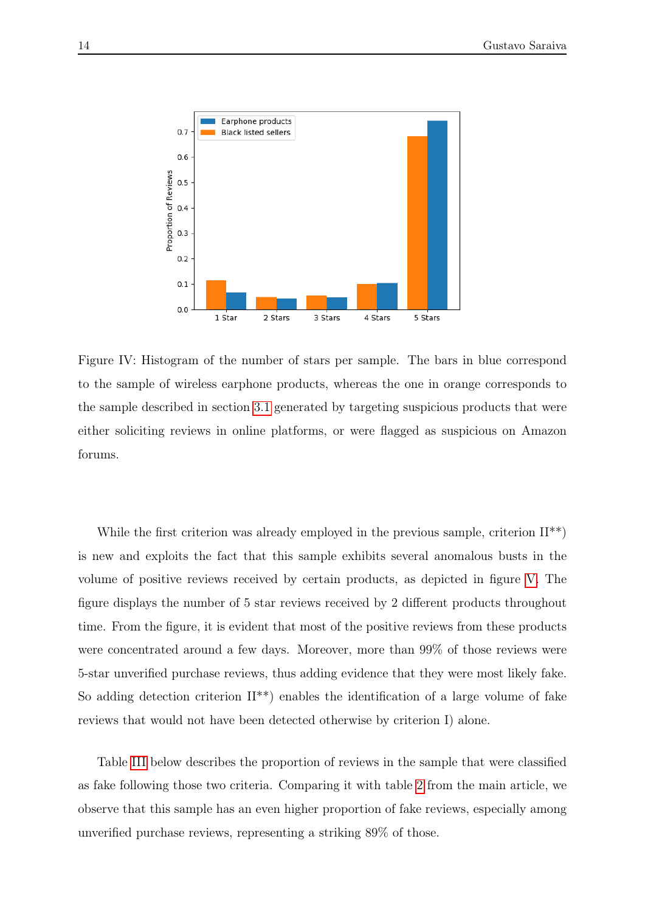Figure IV: Histogram of the number of stars per sample. The bars in blue correspond to the sample of wireless earphone products, whereas the one in orange corresponds to the sample described in section 3.1 generated by targeting suspicious products that were either soliciting reviews in online platforms, or were flagged as suspicious on Amazon forums.

While the first criterion was already employed in the previous sample, criterion II**) is new and exploits the fact that this sample exhibits several anomalous busts in the volume of positive reviews received by certain products, as depicted in figure V. The figure displays the number of 5 star reviews received by 2 different products throughout time. From the figure, it is evident that most of the positive reviews from these products were concentrated around a few days. Moreover, more than 99% of those reviews were 5-star unverified purchase reviews, thus adding evidence that they were most likely fake. So adding detection criterion II**) enables the identification of a large volume of fake reviews that would not have been detected otherwise by criterion I) alone.

Table III below describes the proportion of reviews in the sample that were classified as fake following those two criteria. Comparing it with table 2 from the main article, we observe that this sample has an even higher proportion of fake reviews, especially among unverified purchase reviews, representing a striking 89% of those.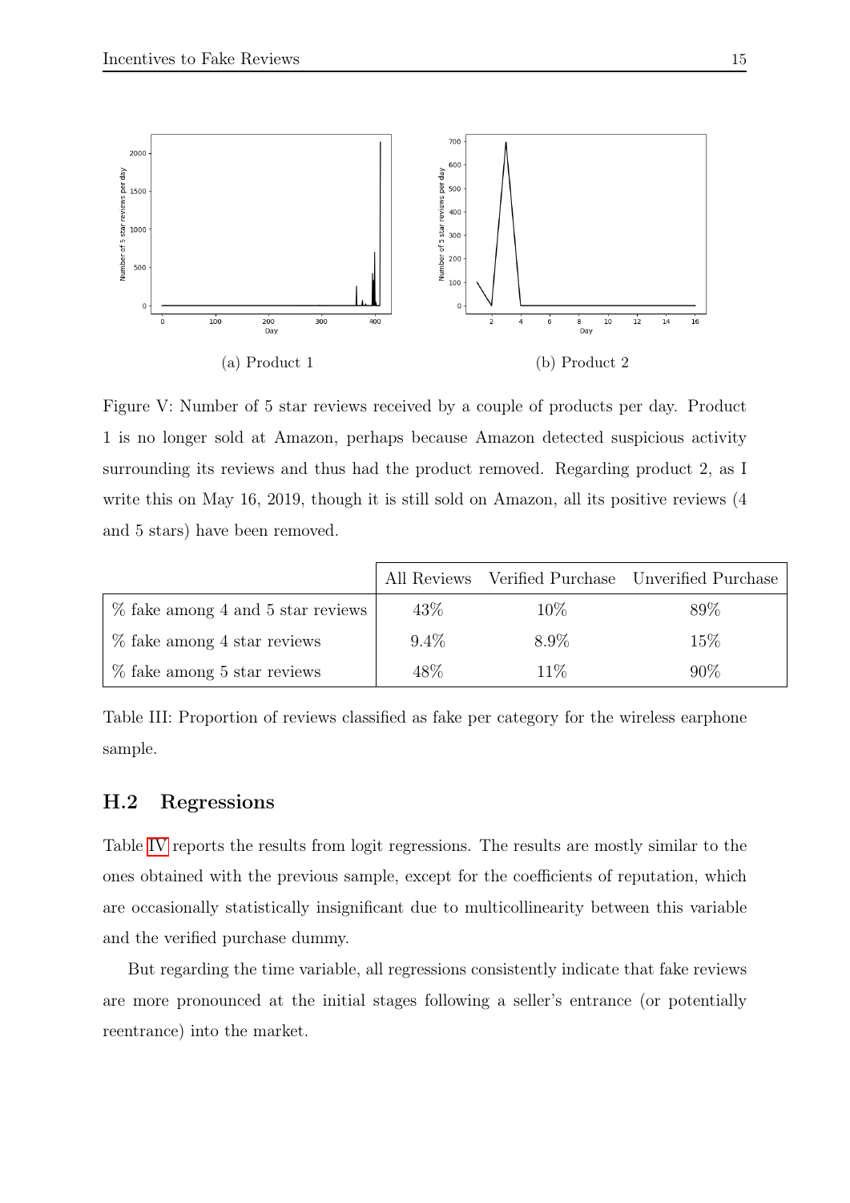(a) Product 1

(b) Product 2

Figure V: Number of 5 star reviews received by a couple of products per day. Product 1 is no longer sold at Amazon, perhaps because Amazon detected suspicious activity surrounding its reviews and thus had the product removed. Regarding product 2, as I write this on May 16, 2019, though it is still sold on Amazon, all its positive reviews (4 and 5 stars) have been removed.

| | All Reviews | Verified Purchase | Unverified Purchase |
|---|---|---|---|
| % fake among 4 and 5 star reviews | 43% | 10% | 89% |
| % fake among 4 star reviews | 9.4% | 8.9% | 15% |
| % fake among 5 star reviews | 48% | 11% | 90% |

Table III: Proportion of reviews classified as fake per category for the wireless earphone sample.

## H.2 Regressions

Table IV reports the results from logit regressions. The results are mostly similar to the ones obtained with the previous sample, except for the coefficients of reputation, which are occasionally statistically insignificant due to multicollinearity between this variable and the verified purchase dummy.

But regarding the time variable, all regressions consistently indicate that fake reviews are more pronounced at the initial stages following a seller's entrance (or potentially reentrance) into the market.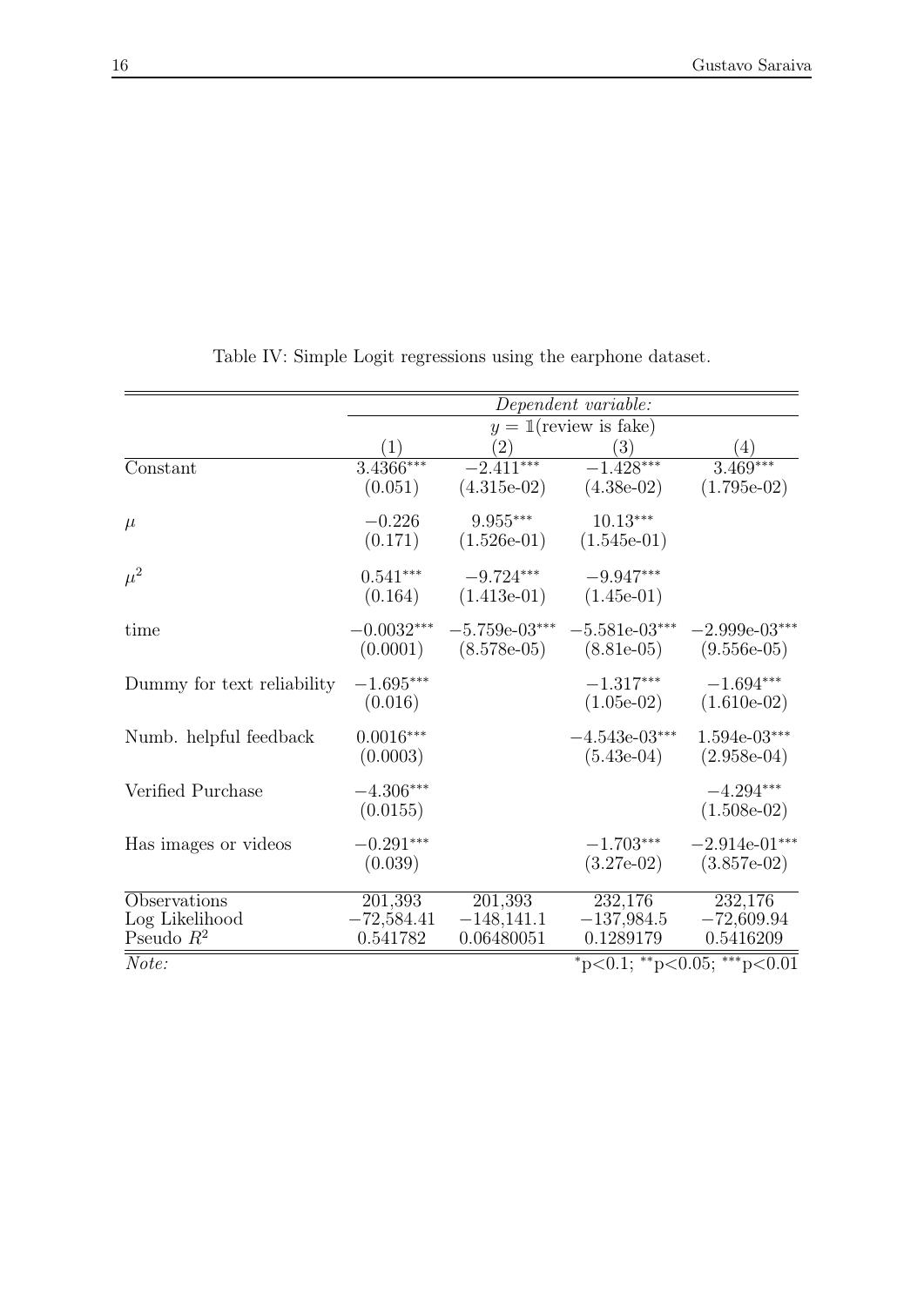Table IV: Simple Logit regressions using the earphone dataset.

| | *Dependent variable:* | | | |
|---|---|---|---|---|
| | $y = \mathbb{1}$(review is fake) | | | |
| | (1) | (2) | (3) | (4) |
| Constant | $3.4366^{***}$ | $-2.411^{***}$ | $-1.428^{***}$ | $3.469^{***}$ |
| | (0.051) | (4.315e-02) | (4.38e-02) | (1.795e-02) |
| $\mu$ | $-0.226$ | $9.955^{***}$ | $10.13^{***}$ | |
| | (0.171) | (1.526e-01) | (1.545e-01) | |
| $\mu^2$ | $0.541^{***}$ | $-9.724^{***}$ | $-9.947^{***}$ | |
| | (0.164) | (1.413e-01) | (1.45e-01) | |
| time | $-0.0032^{***}$ | $-5.759\text{e-}03^{***}$ | $-5.581\text{e-}03^{***}$ | $-2.999\text{e-}03^{***}$ |
| | (0.0001) | (8.578e-05) | (8.81e-05) | (9.556e-05) |
| Dummy for text reliability | $-1.695^{***}$ | | $-1.317^{***}$ | $-1.694^{***}$ |
| | (0.016) | | (1.05e-02) | (1.610e-02) |
| Numb. helpful feedback | $0.0016^{***}$ | | $-4.543\text{e-}03^{***}$ | $1.594\text{e-}03^{***}$ |
| | (0.0003) | | (5.43e-04) | (2.958e-04) |
| Verified Purchase | $-4.306^{***}$ | | | $-4.294^{***}$ |
| | (0.0155) | | | (1.508e-02) |
| Has images or videos | $-0.291^{***}$ | | $-1.703^{***}$ | $-2.914\text{e-}01^{***}$ |
| | (0.039) | | (3.27e-02) | (3.857e-02) |
| Observations | 201,393 | 201,393 | 232,176 | 232,176 |
| Log Likelihood | $-72{,}584.41$ | $-148{,}141.1$ | $-137{,}984.5$ | $-72{,}609.94$ |
| Pseudo $R^2$ | 0.541782 | 0.06480051 | 0.1289179 | 0.5416209 |

*Note:* $^{*}p<0.1$; $^{**}p<0.05$; $^{***}p<0.01$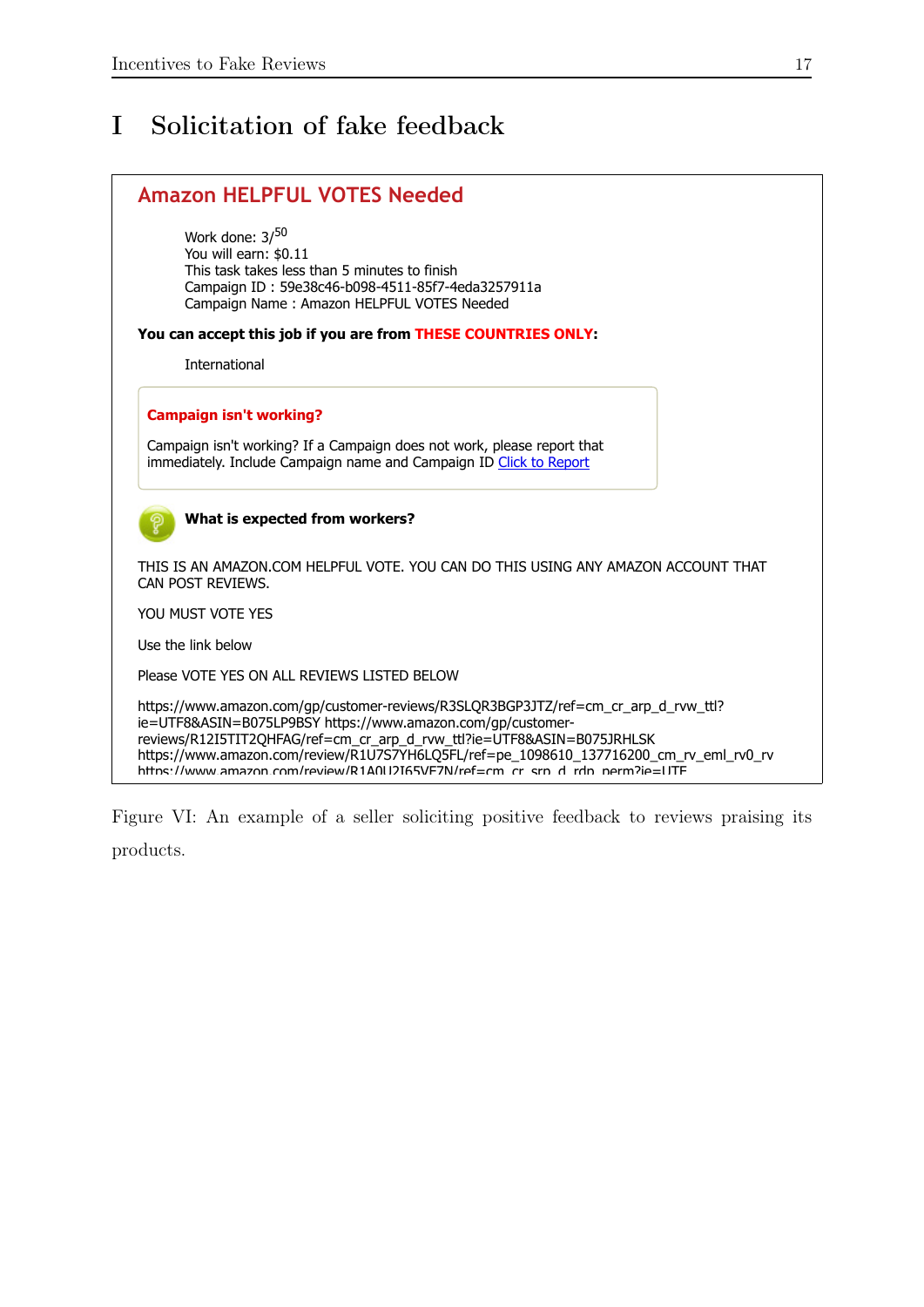# I Solicitation of fake feedback

## Amazon HELPFUL VOTES Needed

Work done: 3/50
You will earn: $0.11
This task takes less than 5 minutes to finish
Campaign ID : 59e38c46-b098-4511-85f7-4eda3257911a
Campaign Name : Amazon HELPFUL VOTES Needed

**You can accept this job if you are from THESE COUNTRIES ONLY:**

International

**Campaign isn't working?**

Campaign isn't working? If a Campaign does not work, please report that immediately. Include Campaign name and Campaign ID Click to Report

**What is expected from workers?**

THIS IS AN AMAZON.COM HELPFUL VOTE. YOU CAN DO THIS USING ANY AMAZON ACCOUNT THAT CAN POST REVIEWS.

YOU MUST VOTE YES

Use the link below

Please VOTE YES ON ALL REVIEWS LISTED BELOW

https://www.amazon.com/gp/customer-reviews/R3SLQR3BGP3JTZ/ref=cm_cr_arp_d_rvw_ttl?ie=UTF8&ASIN=B075LP9BSY https://www.amazon.com/gp/customer-reviews/R12I5TIT2QHFAG/ref=cm_cr_arp_d_rvw_ttl?ie=UTF8&ASIN=B075JRHLSK
https://www.amazon.com/review/R1U7S7YH6LQ5FL/ref=pe_1098610_137716200_cm_rv_eml_rv0_rv
https://www.amazon.com/review/R1A0U2I65VEZN/ref=cm_cr_srp_d_rdp_perm?ie=UTF

Figure VI: An example of a seller soliciting positive feedback to reviews praising its products.